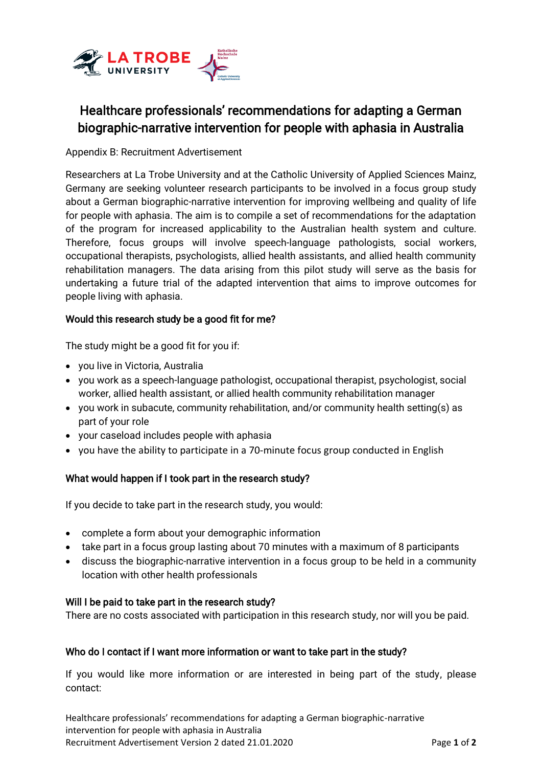# Healthcare professionals' recommendations for adapting a German biographic-narrative intervention for people with aphasia in Australia

Appendix B: Recruitment Advertisement

Researchers at La Trobe University and at the Catholic University of Applied Sciences Mainz, Germany are seeking volunteer research participants to be involved in a focus group study about a German biographic-narrative intervention for improving wellbeing and quality of life for people with aphasia. The aim is to compile a set of recommendations for the adaptation of the program for increased applicability to the Australian health system and culture. Therefore, focus groups will involve speech-language pathologists, social workers, occupational therapists, psychologists, allied health assistants, and allied health community rehabilitation managers. The data arising from this pilot study will serve as the basis for undertaking a future trial of the adapted intervention that aims to improve outcomes for people living with aphasia.

### Would this research study be a good fit for me?

The study might be a good fit for you if:

- you live in Victoria, Australia
- you work as a speech-language pathologist, occupational therapist, psychologist, social worker, allied health assistant, or allied health community rehabilitation manager
- you work in subacute, community rehabilitation, and/or community health setting(s) as part of your role
- your caseload includes people with aphasia
- you have the ability to participate in a 70-minute focus group conducted in English

### What would happen if I took part in the research study?

If you decide to take part in the research study, you would:

- complete a form about your demographic information
- take part in a focus group lasting about 70 minutes with a maximum of 8 participants
- discuss the biographic-narrative intervention in a focus group to be held in a community location with other health professionals

### Will I be paid to take part in the research study?

There are no costs associated with participation in this research study, nor will you be paid.

### Who do I contact if I want more information or want to take part in the study?

If you would like more information or are interested in being part of the study, please contact: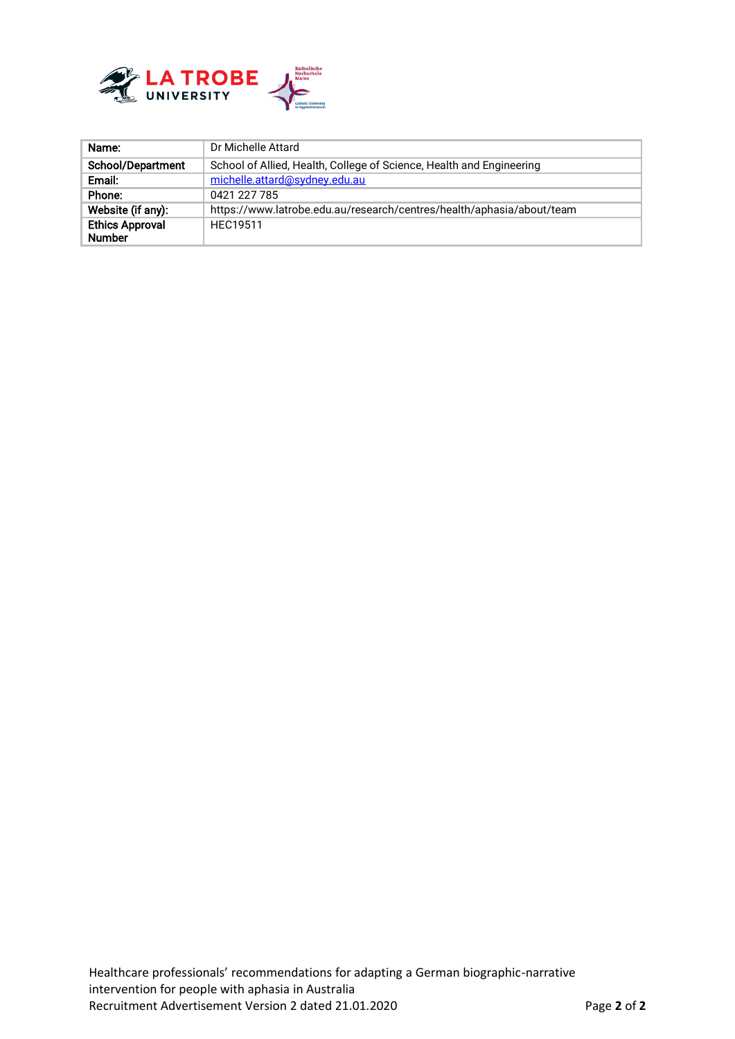| | |
|---|---|
| **Name:** | Dr Michelle Attard |
| **School/Department** | School of Allied, Health, College of Science, Health and Engineering |
| **Email:** | michelle.attard@sydney.edu.au |
| **Phone:** | 0421 227 785 |
| **Website (if any):** | https://www.latrobe.edu.au/research/centres/health/aphasia/about/team |
| **Ethics Approval Number** | HEC19511 |